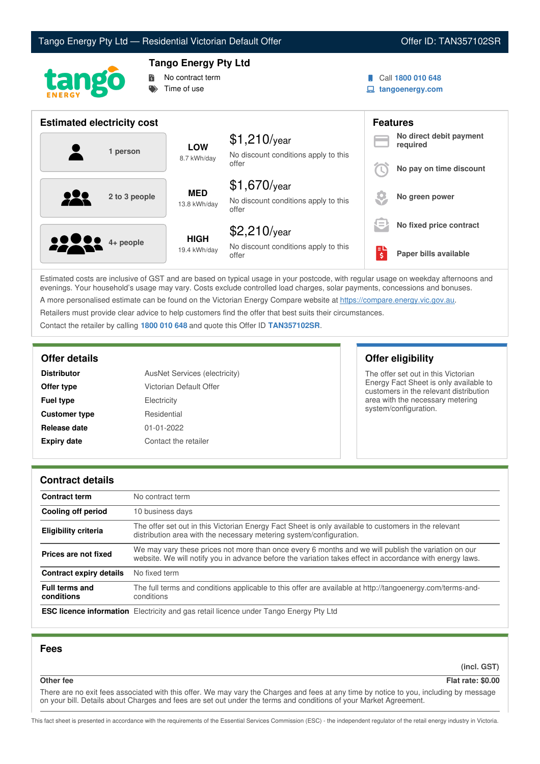# Tango Energy Pty Ltd — Residential Victorian Default Offer

Offer ID: TAN357102SR

## Tango Energy Pty Ltd

- No contract term
- Time of use

Call **1800 010 648**
**tangoenergy.com**

## Estimated electricity cost

| Household | Usage | Cost |
|---|---|---|
| 1 person | **LOW** 8.7 kWh/day | $1,210/year — No discount conditions apply to this offer |
| 2 to 3 people | **MED** 13.8 kWh/day | $1,670/year — No discount conditions apply to this offer |
| 4+ people | **HIGH** 19.4 kWh/day | $2,210/year — No discount conditions apply to this offer |

## Features

- **No direct debit payment required**
- **No pay on time discount**
- **No green power**
- **No fixed price contract**
- **Paper bills available**

Estimated costs are inclusive of GST and are based on typical usage in your postcode, with regular usage on weekday afternoons and evenings. Your household's usage may vary. Costs exclude controlled load charges, solar payments, concessions and bonuses.

A more personalised estimate can be found on the Victorian Energy Compare website at https://compare.energy.vic.gov.au.

Retailers must provide clear advice to help customers find the offer that best suits their circumstances.

Contact the retailer by calling **1800 010 648** and quote this Offer ID **TAN357102SR**.

## Offer details

| | |
|---|---|
| **Distributor** | AusNet Services (electricity) |
| **Offer type** | Victorian Default Offer |
| **Fuel type** | Electricity |
| **Customer type** | Residential |
| **Release date** | 01-01-2022 |
| **Expiry date** | Contact the retailer |

## Offer eligibility

The offer set out in this Victorian Energy Fact Sheet is only available to customers in the relevant distribution area with the necessary metering system/configuration.

## Contract details

| | |
|---|---|
| **Contract term** | No contract term |
| **Cooling off period** | 10 business days |
| **Eligibility criteria** | The offer set out in this Victorian Energy Fact Sheet is only available to customers in the relevant distribution area with the necessary metering system/configuration. |
| **Prices are not fixed** | We may vary these prices not more than once every 6 months and we will publish the variation on our website. We will notify you in advance before the variation takes effect in accordance with energy laws. |
| **Contract expiry details** | No fixed term |
| **Full terms and conditions** | The full terms and conditions applicable to this offer are available at http://tangoenergy.com/terms-and-conditions |
| **ESC licence information** | Electricity and gas retail licence under Tango Energy Pty Ltd |

## Fees

| | (incl. GST) |
|---|---|
| **Other fee** | **Flat rate: $0.00** |

There are no exit fees associated with this offer. We may vary the Charges and fees at any time by notice to you, including by message on your bill. Details about Charges and fees are set out under the terms and conditions of your Market Agreement.

This fact sheet is presented in accordance with the requirements of the Essential Services Commission (ESC) - the independent regulator of the retail energy industry in Victoria.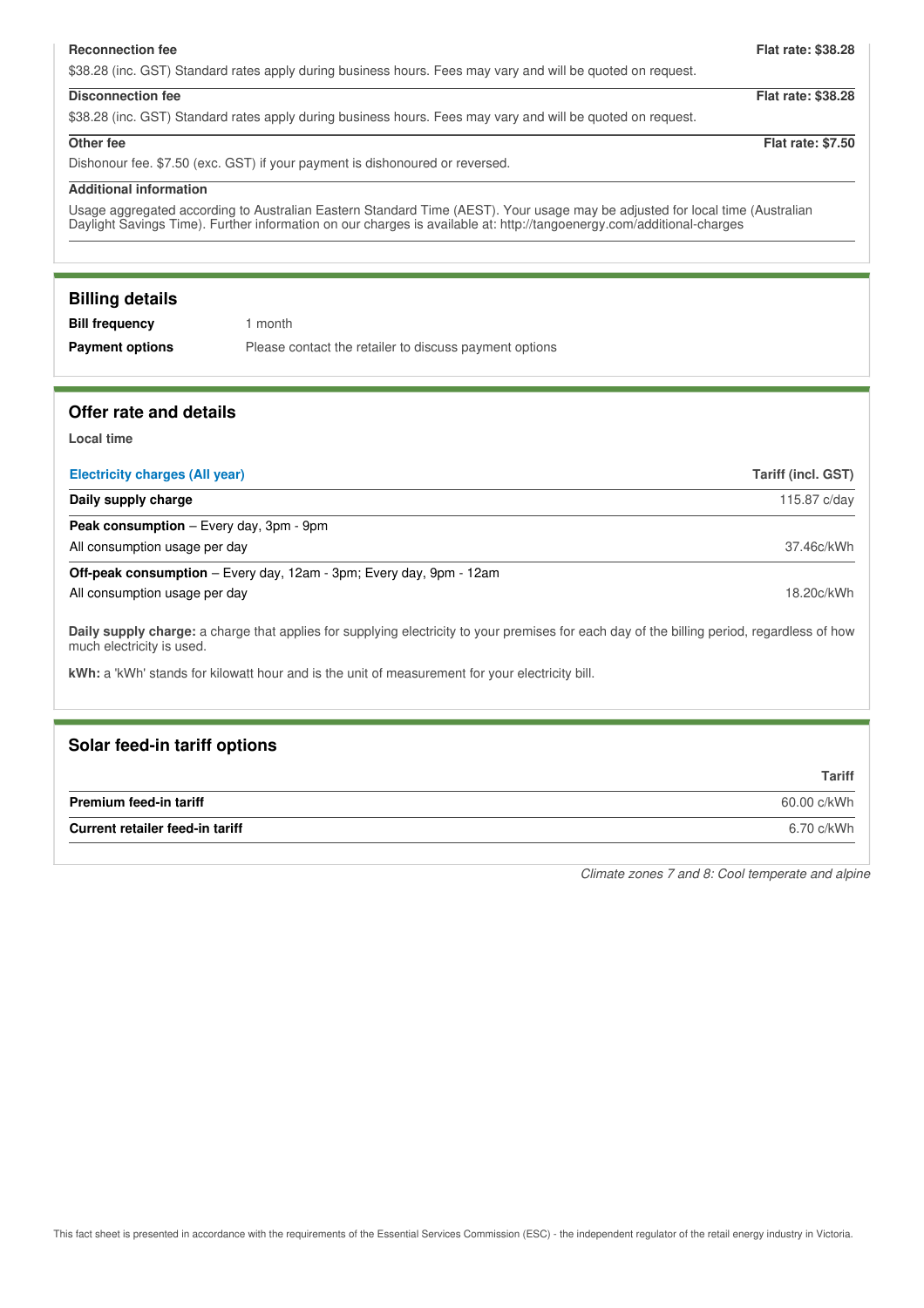| Reconnection fee | Flat rate: $38.28 |
|---|---|
| $38.28 (inc. GST) Standard rates apply during business hours. Fees may vary and will be quoted on request. | |

| Disconnection fee | Flat rate: $38.28 |
|---|---|
| $38.28 (inc. GST) Standard rates apply during business hours. Fees may vary and will be quoted on request. | |

| Other fee | Flat rate: $7.50 |
|---|---|
| Dishonour fee. $7.50 (exc. GST) if your payment is dishonoured or reversed. | |

**Additional information**

Usage aggregated according to Australian Eastern Standard Time (AEST). Your usage may be adjusted for local time (Australian Daylight Savings Time). Further information on our charges is available at: http://tangoenergy.com/additional-charges

## Billing details

| | |
|---|---|
| **Bill frequency** | 1 month |
| **Payment options** | Please contact the retailer to discuss payment options |

## Offer rate and details

**Local time**

| Electricity charges (All year) | Tariff (incl. GST) |
|---|---|
| **Daily supply charge** | 115.87 c/day |
| **Peak consumption** – Every day, 3pm - 9pm | |
| All consumption usage per day | 37.46c/kWh |
| **Off-peak consumption** – Every day, 12am - 3pm; Every day, 9pm - 12am | |
| All consumption usage per day | 18.20c/kWh |

**Daily supply charge:** a charge that applies for supplying electricity to your premises for each day of the billing period, regardless of how much electricity is used.

**kWh:** a 'kWh' stands for kilowatt hour and is the unit of measurement for your electricity bill.

## Solar feed-in tariff options

| | Tariff |
|---|---|
| **Premium feed-in tariff** | 60.00 c/kWh |
| **Current retailer feed-in tariff** | 6.70 c/kWh |

*Climate zones 7 and 8: Cool temperate and alpine*

This fact sheet is presented in accordance with the requirements of the Essential Services Commission (ESC) - the independent regulator of the retail energy industry in Victoria.